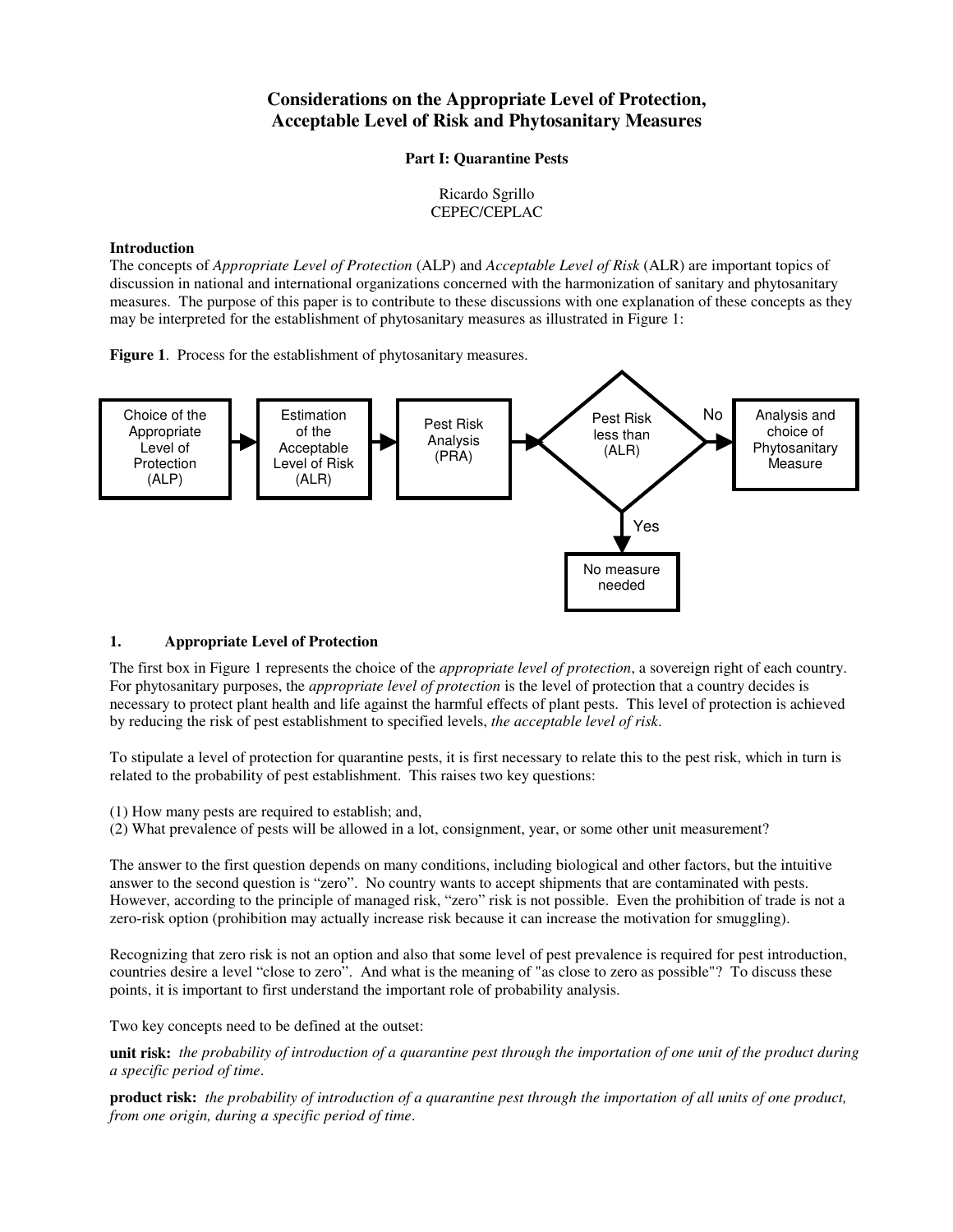# Considerations on the Appropriate Level of Protection, Acceptable Level of Risk and Phytosanitary Measures

### Part I: Quarantine Pests

Ricardo Sgrillo
CEPEC/CEPLAC

**Introduction**

The concepts of *Appropriate Level of Protection* (ALP) and *Acceptable Level of Risk* (ALR) are important topics of discussion in national and international organizations concerned with the harmonization of sanitary and phytosanitary measures. The purpose of this paper is to contribute to these discussions with one explanation of these concepts as they may be interpreted for the establishment of phytosanitary measures as illustrated in Figure 1:

**Figure 1**. Process for the establishment of phytosanitary measures.

## 1. Appropriate Level of Protection

The first box in Figure 1 represents the choice of the *appropriate level of protection*, a sovereign right of each country. For phytosanitary purposes, the *appropriate level of protection* is the level of protection that a country decides is necessary to protect plant health and life against the harmful effects of plant pests. This level of protection is achieved by reducing the risk of pest establishment to specified levels, *the acceptable level of risk*.

To stipulate a level of protection for quarantine pests, it is first necessary to relate this to the pest risk, which in turn is related to the probability of pest establishment. This raises two key questions:

(1) How many pests are required to establish; and,
(2) What prevalence of pests will be allowed in a lot, consignment, year, or some other unit measurement?

The answer to the first question depends on many conditions, including biological and other factors, but the intuitive answer to the second question is "zero". No country wants to accept shipments that are contaminated with pests. However, according to the principle of managed risk, "zero" risk is not possible. Even the prohibition of trade is not a zero-risk option (prohibition may actually increase risk because it can increase the motivation for smuggling).

Recognizing that zero risk is not an option and also that some level of pest prevalence is required for pest introduction, countries desire a level "close to zero". And what is the meaning of "as close to zero as possible"? To discuss these points, it is important to first understand the important role of probability analysis.

Two key concepts need to be defined at the outset:

**unit risk:** *the probability of introduction of a quarantine pest through the importation of one unit of the product during a specific period of time*.

**product risk:** *the probability of introduction of a quarantine pest through the importation of all units of one product, from one origin, during a specific period of time*.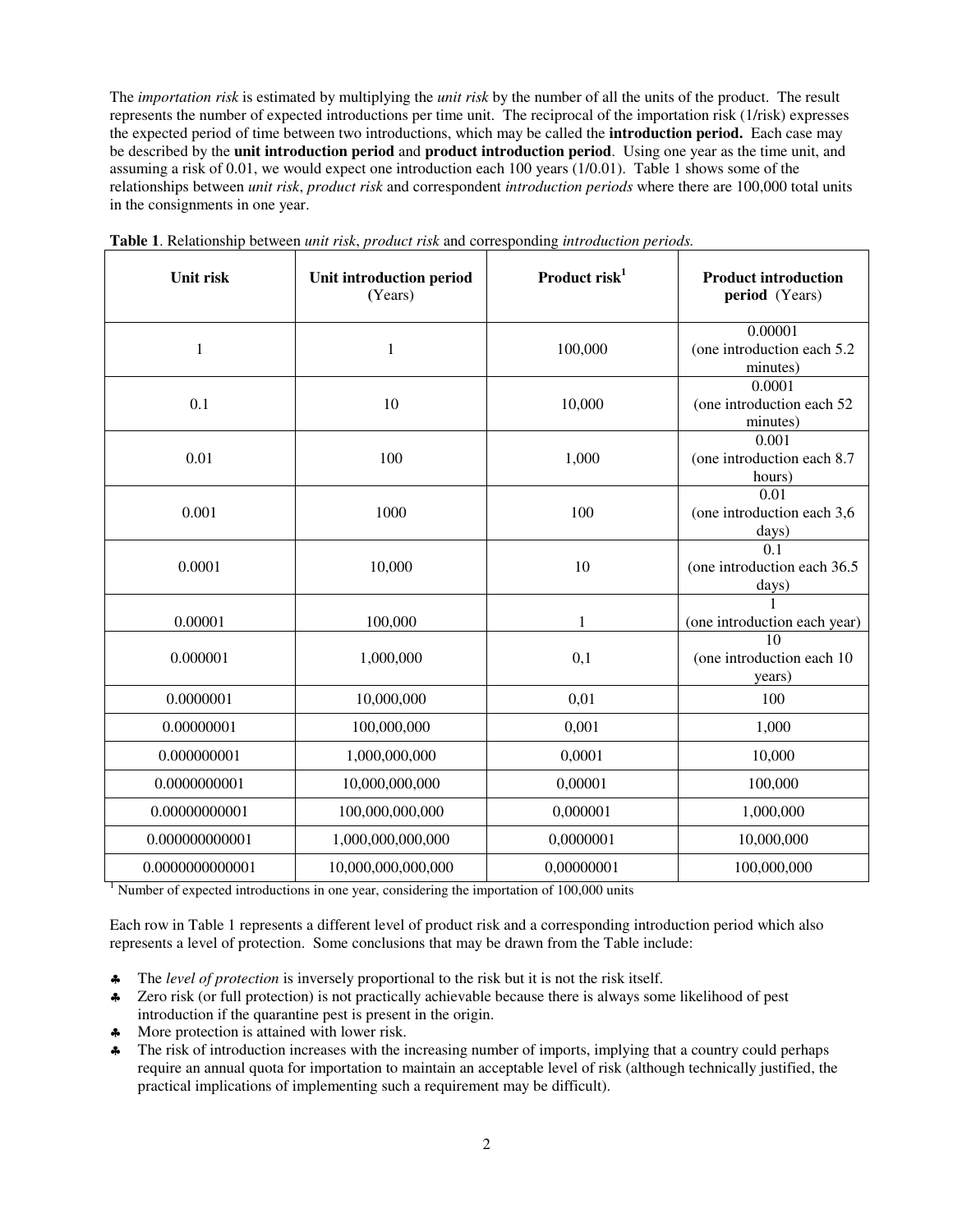The *importation risk* is estimated by multiplying the *unit risk* by the number of all the units of the product. The result represents the number of expected introductions per time unit. The reciprocal of the importation risk (1/risk) expresses the expected period of time between two introductions, which may be called the **introduction period.** Each case may be described by the **unit introduction period** and **product introduction period**. Using one year as the time unit, and assuming a risk of 0.01, we would expect one introduction each 100 years (1/0.01). Table 1 shows some of the relationships between *unit risk*, *product risk* and correspondent *introduction periods* where there are 100,000 total units in the consignments in one year.

**Table 1**. Relationship between *unit risk*, *product risk* and corresponding *introduction periods.*

| Unit risk | Unit introduction period (Years) | Product risk[1] | Product introduction period (Years) |
|---|---|---|---|
| 1 | 1 | 100,000 | 0.00001 (one introduction each 5.2 minutes) |
| 0.1 | 10 | 10,000 | 0.0001 (one introduction each 52 minutes) |
| 0.01 | 100 | 1,000 | 0.001 (one introduction each 8.7 hours) |
| 0.001 | 1000 | 100 | 0.01 (one introduction each 3,6 days) |
| 0.0001 | 10,000 | 10 | 0.1 (one introduction each 36.5 days) |
| 0.00001 | 100,000 | 1 | 1 (one introduction each year) |
| 0.000001 | 1,000,000 | 0,1 | 10 (one introduction each 10 years) |
| 0.0000001 | 10,000,000 | 0,01 | 100 |
| 0.00000001 | 100,000,000 | 0,001 | 1,000 |
| 0.000000001 | 1,000,000,000 | 0,0001 | 10,000 |
| 0.0000000001 | 10,000,000,000 | 0,00001 | 100,000 |
| 0.00000000001 | 100,000,000,000 | 0,000001 | 1,000,000 |
| 0.000000000001 | 1,000,000,000,000 | 0,0000001 | 10,000,000 |
| 0.0000000000001 | 10,000,000,000,000 | 0,00000001 | 100,000,000 |

[1] Number of expected introductions in one year, considering the importation of 100,000 units

Each row in Table 1 represents a different level of product risk and a corresponding introduction period which also represents a level of protection. Some conclusions that may be drawn from the Table include:

- The *level of protection* is inversely proportional to the risk but it is not the risk itself.
- Zero risk (or full protection) is not practically achievable because there is always some likelihood of pest introduction if the quarantine pest is present in the origin.
- More protection is attained with lower risk.
- The risk of introduction increases with the increasing number of imports, implying that a country could perhaps require an annual quota for importation to maintain an acceptable level of risk (although technically justified, the practical implications of implementing such a requirement may be difficult).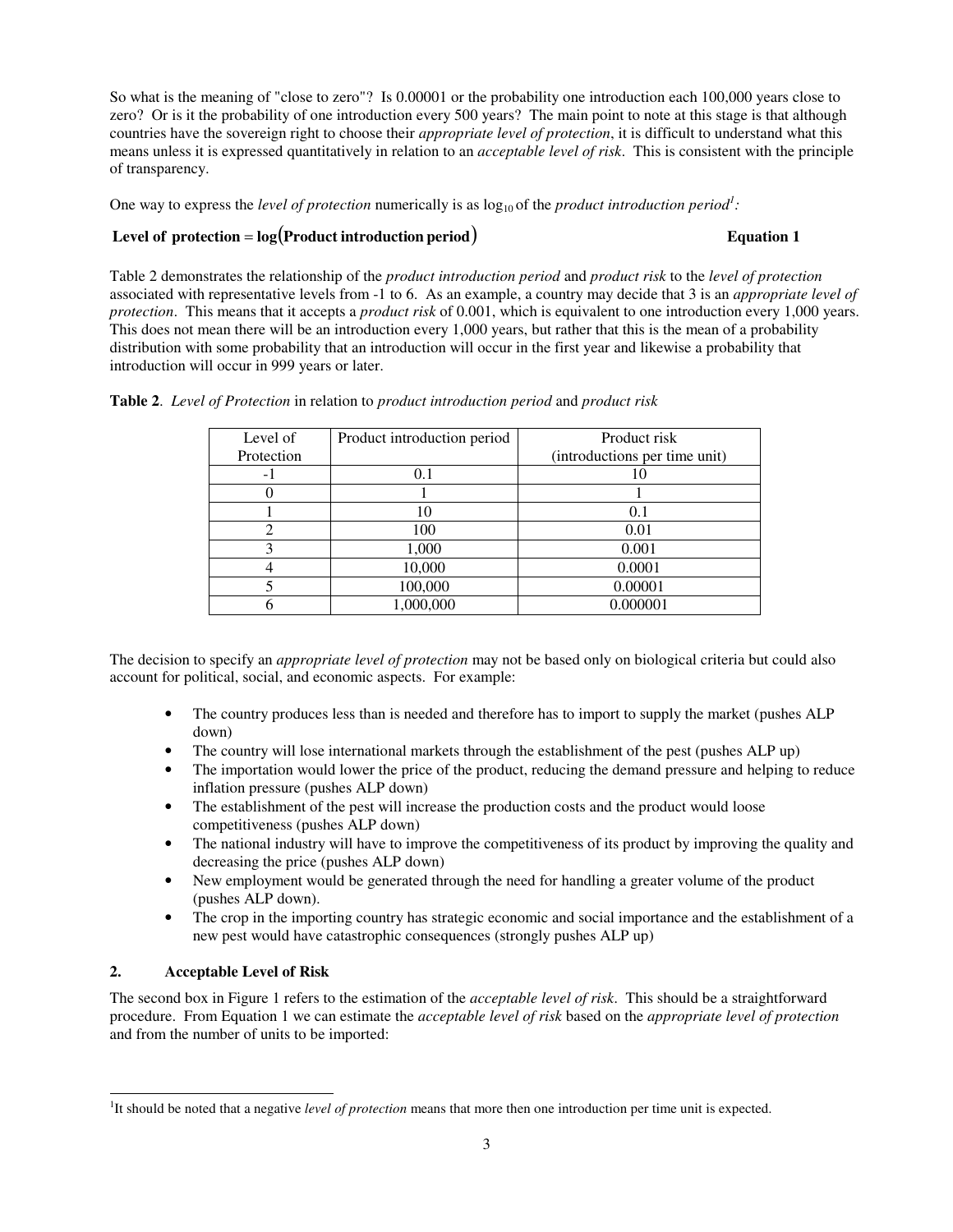So what is the meaning of "close to zero"? Is 0.00001 or the probability one introduction each 100,000 years close to zero? Or is it the probability of one introduction every 500 years? The main point to note at this stage is that although countries have the sovereign right to choose their *appropriate level of protection*, it is difficult to understand what this means unless it is expressed quantitatively in relation to an *acceptable level of risk*. This is consistent with the principle of transparency.

One way to express the *level of protection* numerically is as $\log_{10}$ of the *product introduction period*[1]*:*

$$\textbf{Level of protection} = \log(\textbf{Product introduction period}) \qquad \textbf{Equation 1}$$

Table 2 demonstrates the relationship of the *product introduction period* and *product risk* to the *level of protection* associated with representative levels from -1 to 6. As an example, a country may decide that 3 is an *appropriate level of protection*. This means that it accepts a *product risk* of 0.001, which is equivalent to one introduction every 1,000 years. This does not mean there will be an introduction every 1,000 years, but rather that this is the mean of a probability distribution with some probability that an introduction will occur in the first year and likewise a probability that introduction will occur in 999 years or later.

**Table 2**. *Level of Protection* in relation to *product introduction period* and *product risk*

| Level of Protection | Product introduction period | Product risk (introductions per time unit) |
|---|---|---|
| -1 | 0.1 | 10 |
| 0 | 1 | 1 |
| 1 | 10 | 0.1 |
| 2 | 100 | 0.01 |
| 3 | 1,000 | 0.001 |
| 4 | 10,000 | 0.0001 |
| 5 | 100,000 | 0.00001 |
| 6 | 1,000,000 | 0.000001 |

The decision to specify an *appropriate level of protection* may not be based only on biological criteria but could also account for political, social, and economic aspects. For example:

- The country produces less than is needed and therefore has to import to supply the market (pushes ALP down)
- The country will lose international markets through the establishment of the pest (pushes ALP up)
- The importation would lower the price of the product, reducing the demand pressure and helping to reduce inflation pressure (pushes ALP down)
- The establishment of the pest will increase the production costs and the product would loose competitiveness (pushes ALP down)
- The national industry will have to improve the competitiveness of its product by improving the quality and decreasing the price (pushes ALP down)
- New employment would be generated through the need for handling a greater volume of the product (pushes ALP down).
- The crop in the importing country has strategic economic and social importance and the establishment of a new pest would have catastrophic consequences (strongly pushes ALP up)

## 2. Acceptable Level of Risk

The second box in Figure 1 refers to the estimation of the *acceptable level of risk*. This should be a straightforward procedure. From Equation 1 we can estimate the *acceptable level of risk* based on the *appropriate level of protection* and from the number of units to be imported:

---

[1]It should be noted that a negative *level of protection* means that more then one introduction per time unit is expected.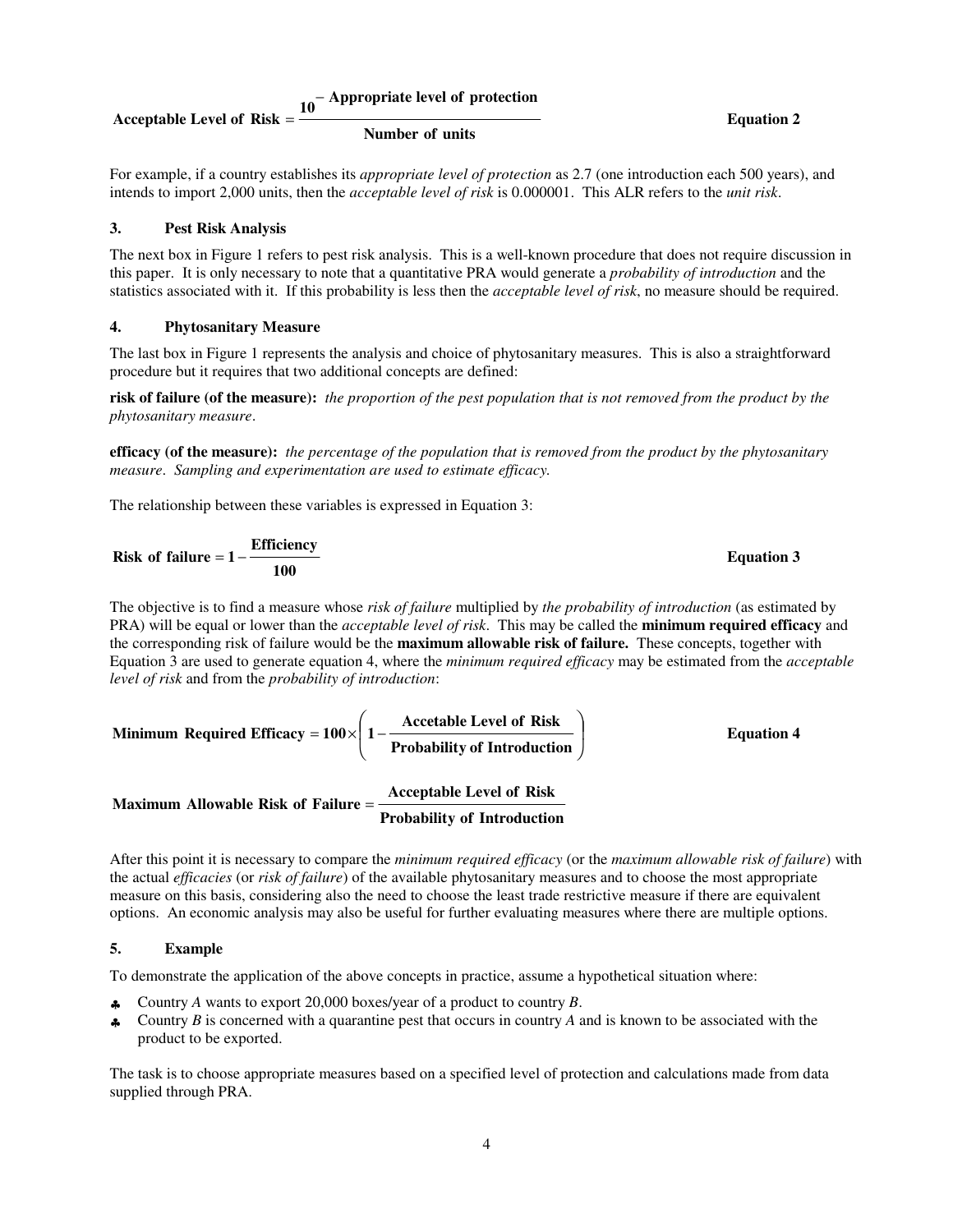$$\textbf{Acceptable Level of Risk} = \frac{10^{-\textbf{Appropriate level of protection}}}{\textbf{Number of units}} \qquad \textbf{Equation 2}$$

For example, if a country establishes its *appropriate level of protection* as 2.7 (one introduction each 500 years), and intends to import 2,000 units, then the *acceptable level of risk* is 0.000001. This ALR refers to the *unit risk*.

## 3. Pest Risk Analysis

The next box in Figure 1 refers to pest risk analysis. This is a well-known procedure that does not require discussion in this paper. It is only necessary to note that a quantitative PRA would generate a *probability of introduction* and the statistics associated with it. If this probability is less then the *acceptable level of risk*, no measure should be required.

## 4. Phytosanitary Measure

The last box in Figure 1 represents the analysis and choice of phytosanitary measures. This is also a straightforward procedure but it requires that two additional concepts are defined:

**risk of failure (of the measure):** *the proportion of the pest population that is not removed from the product by the phytosanitary measure*.

**efficacy (of the measure):** *the percentage of the population that is removed from the product by the phytosanitary measure. Sampling and experimentation are used to estimate efficacy.*

The relationship between these variables is expressed in Equation 3:

$$\textbf{Risk of failure} = 1 - \frac{\textbf{Efficiency}}{100} \qquad \textbf{Equation 3}$$

The objective is to find a measure whose *risk of failure* multiplied by *the probability of introduction* (as estimated by PRA) will be equal or lower than the *acceptable level of risk*. This may be called the **minimum required efficacy** and the corresponding risk of failure would be the **maximum allowable risk of failure.** These concepts, together with Equation 3 are used to generate equation 4, where the *minimum required efficacy* may be estimated from the *acceptable level of risk* and from the *probability of introduction*:

$$\textbf{Minimum Required Efficacy} = 100 \times \left( 1 - \frac{\textbf{Accetable Level of Risk}}{\textbf{Probability of Introduction}} \right) \qquad \textbf{Equation 4}$$

$$\textbf{Maximum Allowable Risk of Failure} = \frac{\textbf{Acceptable Level of Risk}}{\textbf{Probability of Introduction}}$$

After this point it is necessary to compare the *minimum required efficacy* (or the *maximum allowable risk of failure*) with the actual *efficacies* (or *risk of failure*) of the available phytosanitary measures and to choose the most appropriate measure on this basis, considering also the need to choose the least trade restrictive measure if there are equivalent options. An economic analysis may also be useful for further evaluating measures where there are multiple options.

## 5. Example

To demonstrate the application of the above concepts in practice, assume a hypothetical situation where:

- Country *A* wants to export 20,000 boxes/year of a product to country *B*.
- Country *B* is concerned with a quarantine pest that occurs in country *A* and is known to be associated with the product to be exported.

The task is to choose appropriate measures based on a specified level of protection and calculations made from data supplied through PRA.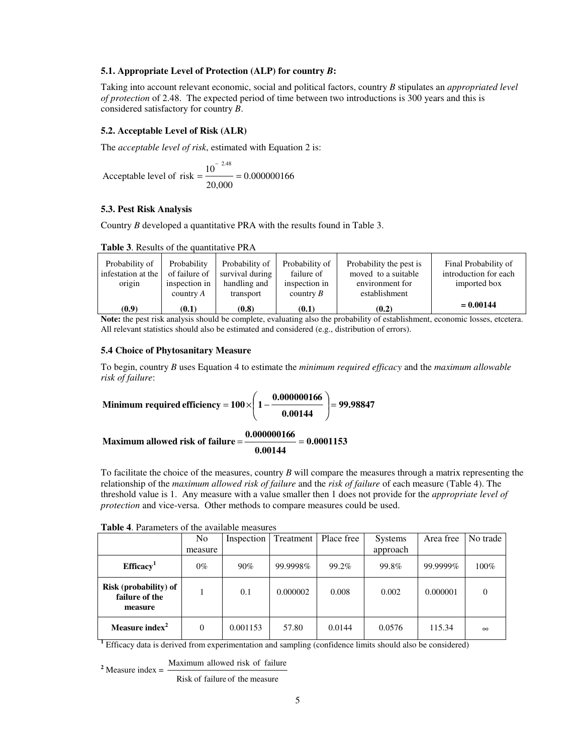### 5.1. Appropriate Level of Protection (ALP) for country *B*:

Taking into account relevant economic, social and political factors, country *B* stipulates an *appropriated level of protection* of 2.48. The expected period of time between two introductions is 300 years and this is considered satisfactory for country *B*.

### 5.2. Acceptable Level of Risk (ALR)

The *acceptable level of risk*, estimated with Equation 2 is:

$$\text{Acceptable level of risk} = \frac{10^{-2.48}}{20{,}000} = 0.000000166$$

### 5.3. Pest Risk Analysis

Country *B* developed a quantitative PRA with the results found in Table 3.

**Table 3**. Results of the quantitative PRA

| Probability of infestation at the origin | Probability of failure of inspection in country *A* | Probability of survival during handling and transport | Probability of failure of inspection in country *B* | Probability the pest is moved to a suitable environment for establishment | Final Probability of introduction for each imported box |
|---|---|---|---|---|---|
| **(0.9)** | **(0.1)** | **(0.8)** | **(0.1)** | **(0.2)** | **= 0.00144** |

**Note:** the pest risk analysis should be complete, evaluating also the probability of establishment, economic losses, etcetera. All relevant statistics should also be estimated and considered (e.g., distribution of errors).

### 5.4 Choice of Phytosanitary Measure

To begin, country *B* uses Equation 4 to estimate the *minimum required efficacy* and the *maximum allowable risk of failure*:

$$\textbf{Minimum required efficiency} = \mathbf{100} \times \left( \mathbf{1} - \frac{\mathbf{0.000000166}}{\mathbf{0.00144}} \right) = \mathbf{99.98847}$$

$$\textbf{Maximum allowed risk of failure} = \frac{\mathbf{0.000000166}}{\mathbf{0.00144}} = \mathbf{0.0001153}$$

To facilitate the choice of the measures, country *B* will compare the measures through a matrix representing the relationship of the *maximum allowed risk of failure* and the *risk of failure* of each measure (Table 4). The threshold value is 1. Any measure with a value smaller then 1 does not provide for the *appropriate level of protection* and vice-versa. Other methods to compare measures could be used.

**Table 4**. Parameters of the available measures

| | No measure | Inspection | Treatment | Place free | Systems approach | Area free | No trade |
|---|---|---|---|---|---|---|---|
| **Efficacy**[1] | 0% | 90% | 99.9998% | 99.2% | 99.8% | 99.9999% | 100% |
| **Risk (probability) of failure of the measure** | 1 | 0.1 | 0.000002 | 0.008 | 0.002 | 0.000001 | 0 |
| **Measure index**[2] | 0 | 0.001153 | 57.80 | 0.0144 | 0.0576 | 115.34 | $\infty$ |

[1] Efficacy data is derived from experimentation and sampling (confidence limits should also be considered)

[2] $\text{Measure index} = \dfrac{\text{Maximum allowed risk of failure}}{\text{Risk of failure of the measure}}$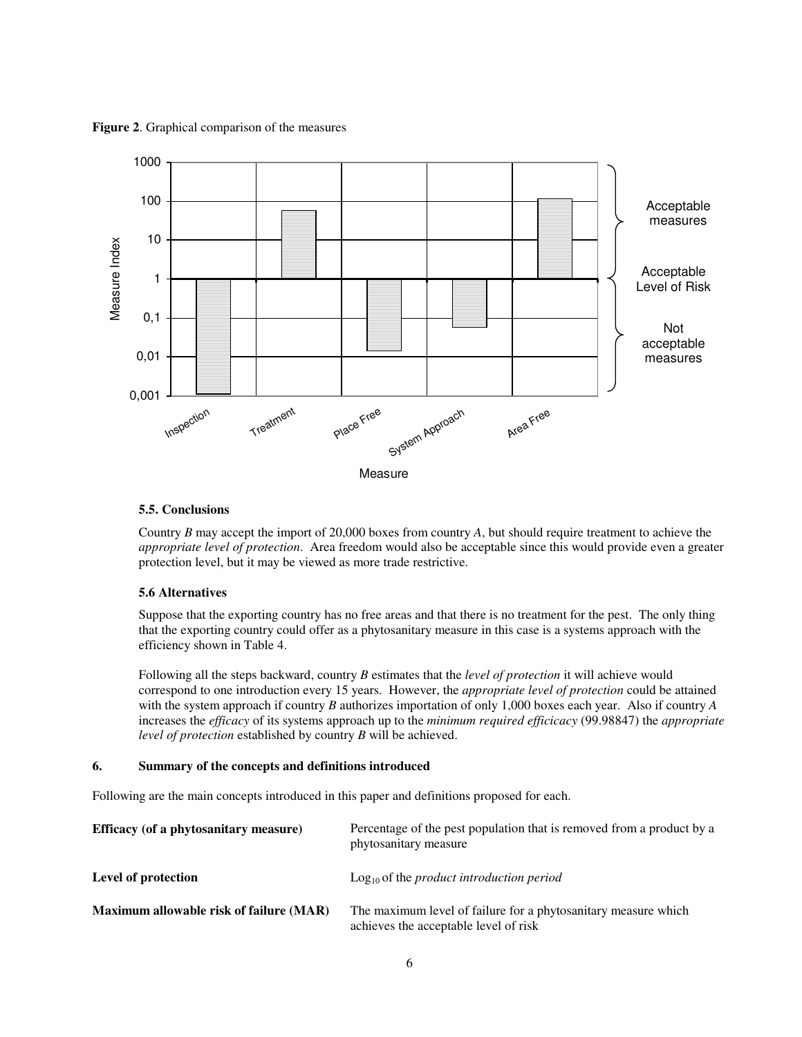**Figure 2**. Graphical comparison of the measures

### 5.5. Conclusions

Country *B* may accept the import of 20,000 boxes from country *A*, but should require treatment to achieve the *appropriate level of protection*. Area freedom would also be acceptable since this would provide even a greater protection level, but it may be viewed as more trade restrictive.

### 5.6 Alternatives

Suppose that the exporting country has no free areas and that there is no treatment for the pest. The only thing that the exporting country could offer as a phytosanitary measure in this case is a systems approach with the efficiency shown in Table 4.

Following all the steps backward, country *B* estimates that the *level of protection* it will achieve would correspond to one introduction every 15 years. However, the *appropriate level of protection* could be attained with the system approach if country *B* authorizes importation of only 1,000 boxes each year. Also if country *A* increases the *efficacy* of its systems approach up to the *minimum required efficicacy* (99.98847) the *appropriate level of protection* established by country *B* will be achieved.

## 6. Summary of the concepts and definitions introduced

Following are the main concepts introduced in this paper and definitions proposed for each.

**Efficacy (of a phytosanitary measure)** — Percentage of the pest population that is removed from a product by a phytosanitary measure

**Level of protection** — $\log_{10}$ of the *product introduction period*

**Maximum allowable risk of failure (MAR)** — The maximum level of failure for a phytosanitary measure which achieves the acceptable level of risk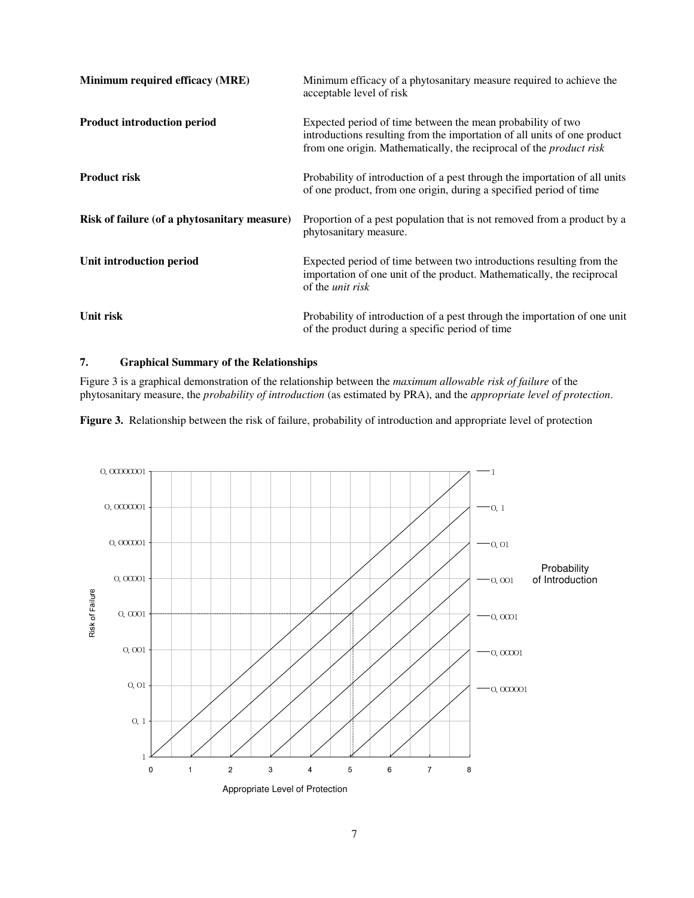| | |
|---|---|
| **Minimum required efficacy (MRE)** | Minimum efficacy of a phytosanitary measure required to achieve the acceptable level of risk |
| **Product introduction period** | Expected period of time between the mean probability of two introductions resulting from the importation of all units of one product from one origin. Mathematically, the reciprocal of the *product risk* |
| **Product risk** | Probability of introduction of a pest through the importation of all units of one product, from one origin, during a specified period of time |
| **Risk of failure (of a phytosanitary measure)** | Proportion of a pest population that is not removed from a product by a phytosanitary measure. |
| **Unit introduction period** | Expected period of time between two introductions resulting from the importation of one unit of the product. Mathematically, the reciprocal of the *unit risk* |
| **Unit risk** | Probability of introduction of a pest through the importation of one unit of the product during a specific period of time |

## 7. Graphical Summary of the Relationships

Figure 3 is a graphical demonstration of the relationship between the *maximum allowable risk of failure* of the phytosanitary measure, the *probability of introduction* (as estimated by PRA), and the *appropriate level of protection*.

**Figure 3.** Relationship between the risk of failure, probability of introduction and appropriate level of protection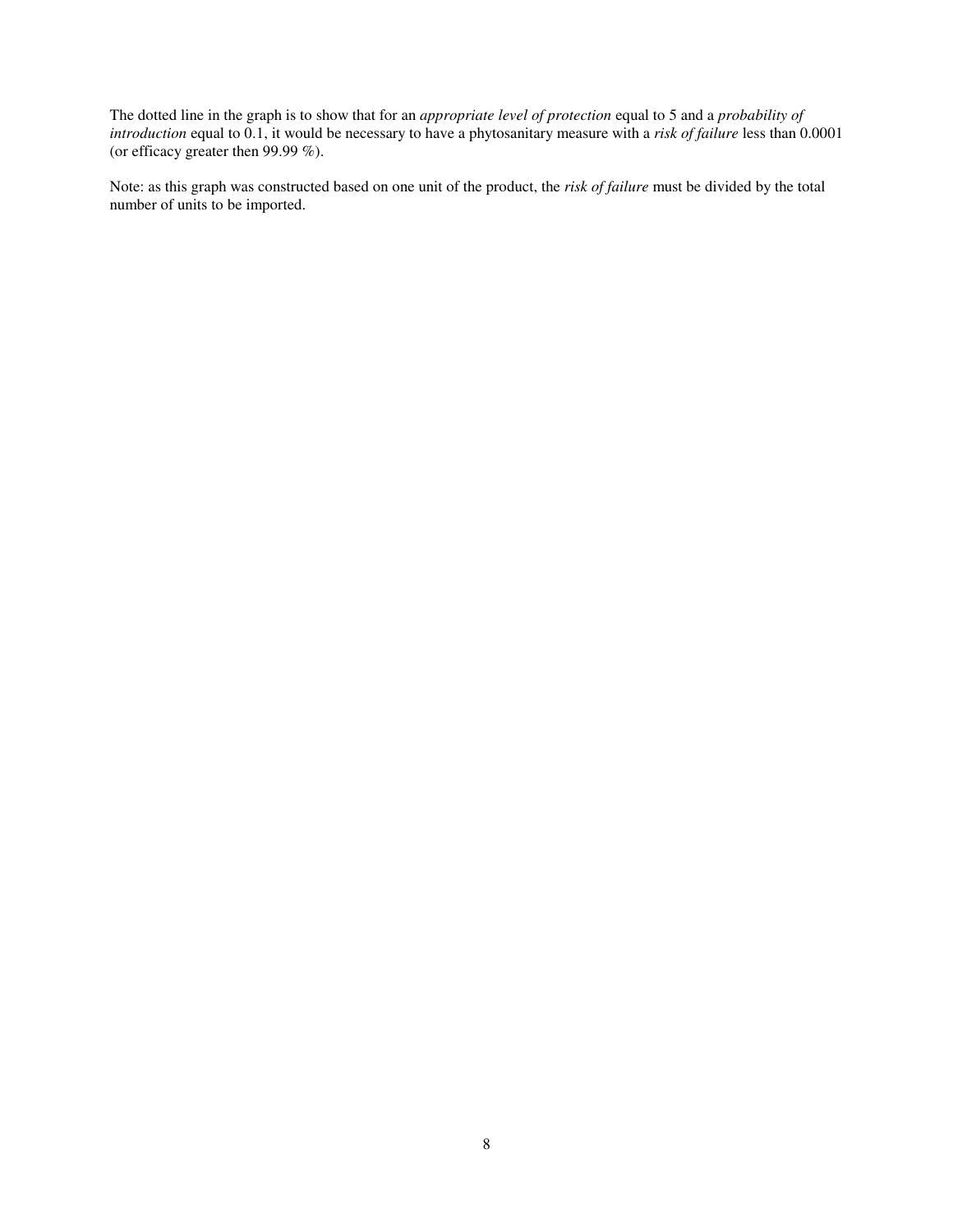The dotted line in the graph is to show that for an *appropriate level of protection* equal to 5 and a *probability of introduction* equal to 0.1, it would be necessary to have a phytosanitary measure with a *risk of failure* less than 0.0001 (or efficacy greater then 99.99 %).

Note: as this graph was constructed based on one unit of the product, the *risk of failure* must be divided by the total number of units to be imported.